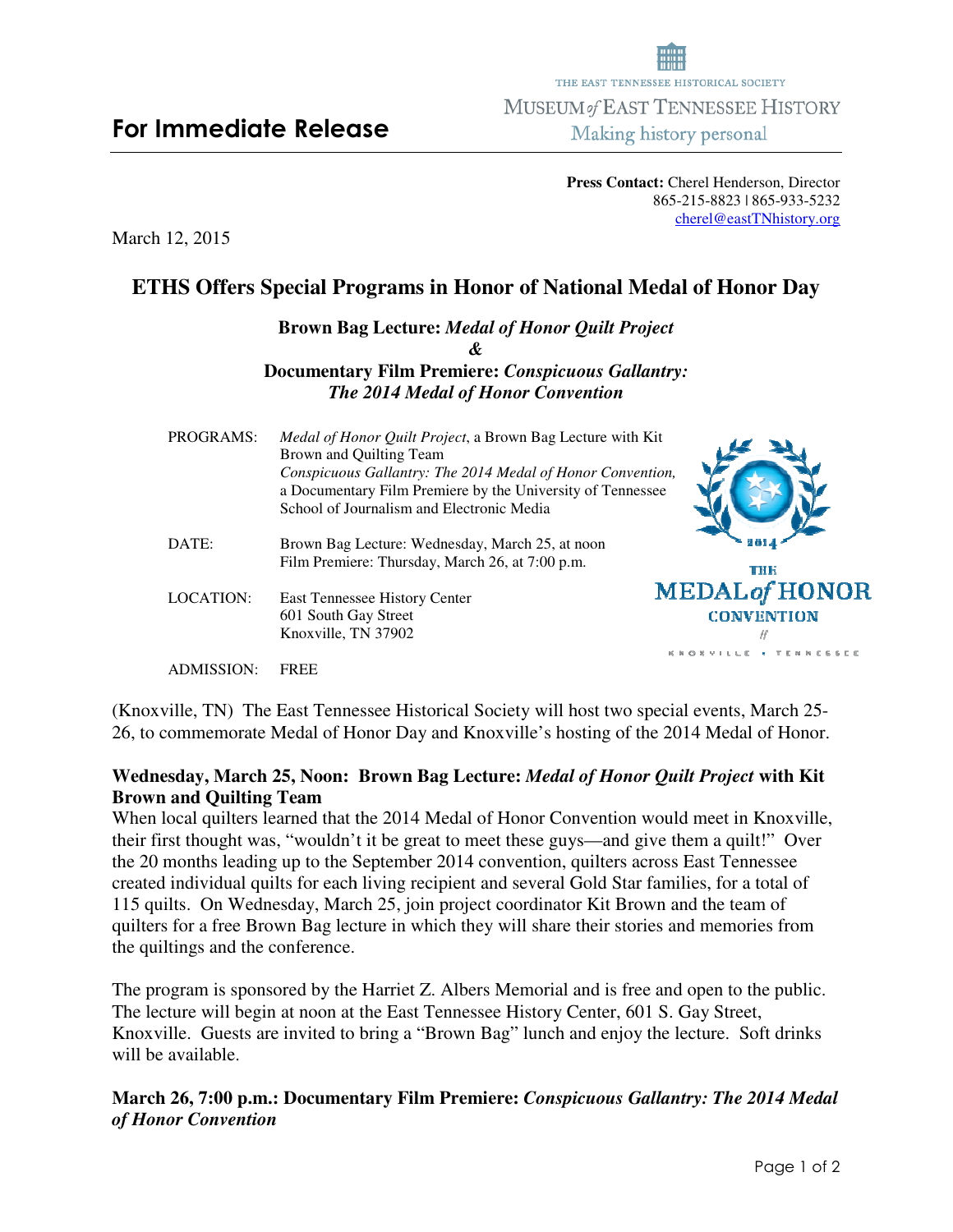THE EAST TENNESSEE HISTORICAL SOCIETY

MUSEUM *of* EAST TENNESSEE HISTORY

Making history personal

# For Immediate Release

**Press Contact:** Cherel Henderson, Director
865-215-8823 | 865-933-5232
cherel@eastTNhistory.org

March 12, 2015

## ETHS Offers Special Programs in Honor of National Medal of Honor Day

### Brown Bag Lecture: *Medal of Honor Quilt Project*
### *&*
### Documentary Film Premiere: *Conspicuous Gallantry: The 2014 Medal of Honor Convention*

| | |
|---|---|
| PROGRAMS: | *Medal of Honor Quilt Project*, a Brown Bag Lecture with Kit Brown and Quilting Team<br>*Conspicuous Gallantry: The 2014 Medal of Honor Convention,* a Documentary Film Premiere by the University of Tennessee School of Journalism and Electronic Media |
| DATE: | Brown Bag Lecture: Wednesday, March 25, at noon<br>Film Premiere: Thursday, March 26, at 7:00 p.m. |
| LOCATION: | East Tennessee History Center<br>601 South Gay Street<br>Knoxville, TN 37902 |
| ADMISSION: | FREE |

2014 THE MEDAL *of* HONOR CONVENTION KNOXVILLE • TENNESSEE

(Knoxville, TN) The East Tennessee Historical Society will host two special events, March 25-26, to commemorate Medal of Honor Day and Knoxville's hosting of the 2014 Medal of Honor.

**Wednesday, March 25, Noon: Brown Bag Lecture: *Medal of Honor Quilt Project* with Kit Brown and Quilting Team**

When local quilters learned that the 2014 Medal of Honor Convention would meet in Knoxville, their first thought was, "wouldn't it be great to meet these guys—and give them a quilt!" Over the 20 months leading up to the September 2014 convention, quilters across East Tennessee created individual quilts for each living recipient and several Gold Star families, for a total of 115 quilts. On Wednesday, March 25, join project coordinator Kit Brown and the team of quilters for a free Brown Bag lecture in which they will share their stories and memories from the quiltings and the conference.

The program is sponsored by the Harriet Z. Albers Memorial and is free and open to the public. The lecture will begin at noon at the East Tennessee History Center, 601 S. Gay Street, Knoxville. Guests are invited to bring a "Brown Bag" lunch and enjoy the lecture. Soft drinks will be available.

**March 26, 7:00 p.m.: Documentary Film Premiere: *Conspicuous Gallantry: The 2014 Medal of Honor Convention***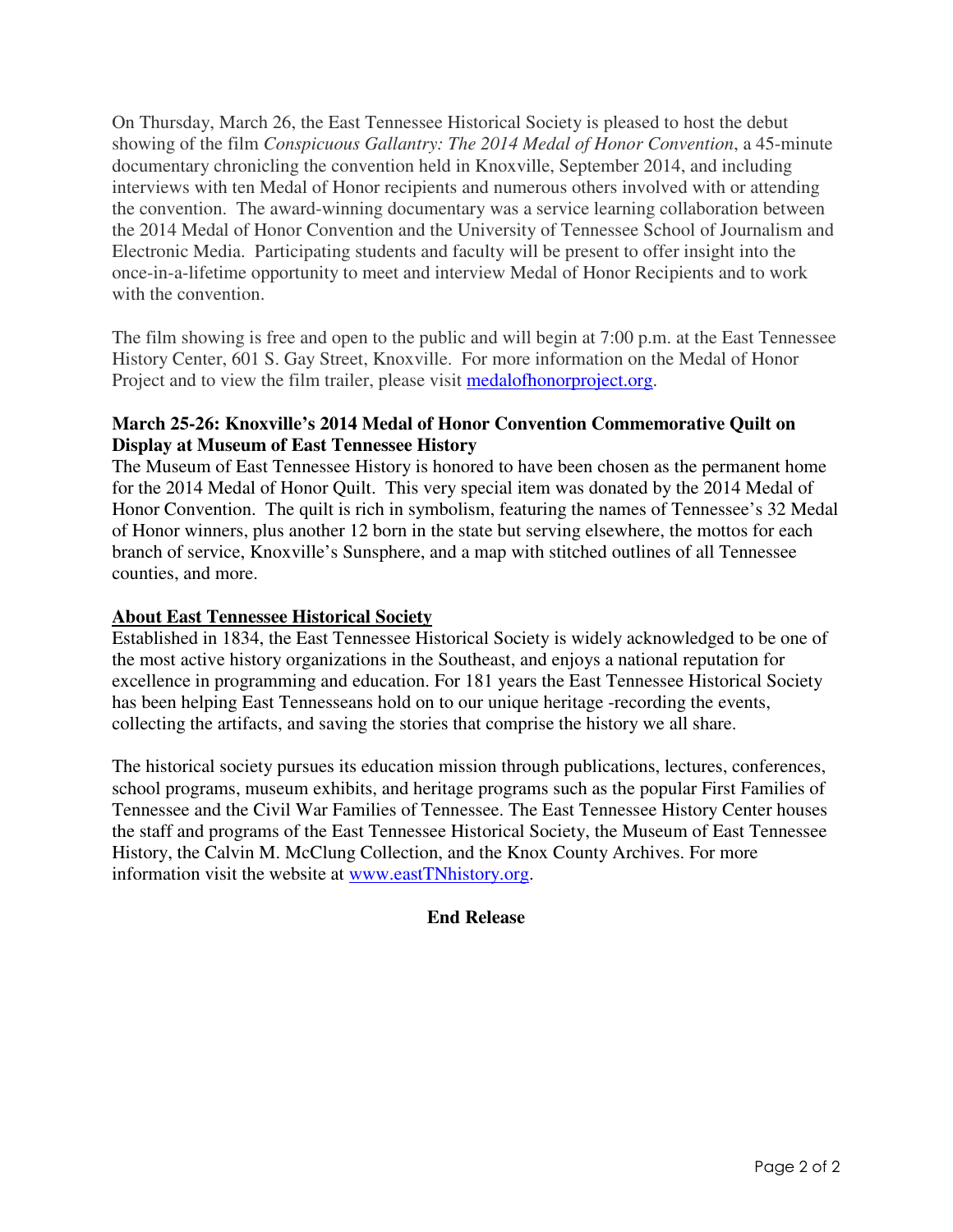On Thursday, March 26, the East Tennessee Historical Society is pleased to host the debut showing of the film *Conspicuous Gallantry: The 2014 Medal of Honor Convention*, a 45-minute documentary chronicling the convention held in Knoxville, September 2014, and including interviews with ten Medal of Honor recipients and numerous others involved with or attending the convention. The award-winning documentary was a service learning collaboration between the 2014 Medal of Honor Convention and the University of Tennessee School of Journalism and Electronic Media. Participating students and faculty will be present to offer insight into the once-in-a-lifetime opportunity to meet and interview Medal of Honor Recipients and to work with the convention.

The film showing is free and open to the public and will begin at 7:00 p.m. at the East Tennessee History Center, 601 S. Gay Street, Knoxville. For more information on the Medal of Honor Project and to view the film trailer, please visit [medalofhonorproject.org](medalofhonorproject.org).

**March 25-26: Knoxville's 2014 Medal of Honor Convention Commemorative Quilt on Display at Museum of East Tennessee History**

The Museum of East Tennessee History is honored to have been chosen as the permanent home for the 2014 Medal of Honor Quilt. This very special item was donated by the 2014 Medal of Honor Convention. The quilt is rich in symbolism, featuring the names of Tennessee's 32 Medal of Honor winners, plus another 12 born in the state but serving elsewhere, the mottos for each branch of service, Knoxville's Sunsphere, and a map with stitched outlines of all Tennessee counties, and more.

**About East Tennessee Historical Society**

Established in 1834, the East Tennessee Historical Society is widely acknowledged to be one of the most active history organizations in the Southeast, and enjoys a national reputation for excellence in programming and education. For 181 years the East Tennessee Historical Society has been helping East Tennesseans hold on to our unique heritage -recording the events, collecting the artifacts, and saving the stories that comprise the history we all share.

The historical society pursues its education mission through publications, lectures, conferences, school programs, museum exhibits, and heritage programs such as the popular First Families of Tennessee and the Civil War Families of Tennessee. The East Tennessee History Center houses the staff and programs of the East Tennessee Historical Society, the Museum of East Tennessee History, the Calvin M. McClung Collection, and the Knox County Archives. For more information visit the website at [www.eastTNhistory.org](www.eastTNhistory.org).

**End Release**